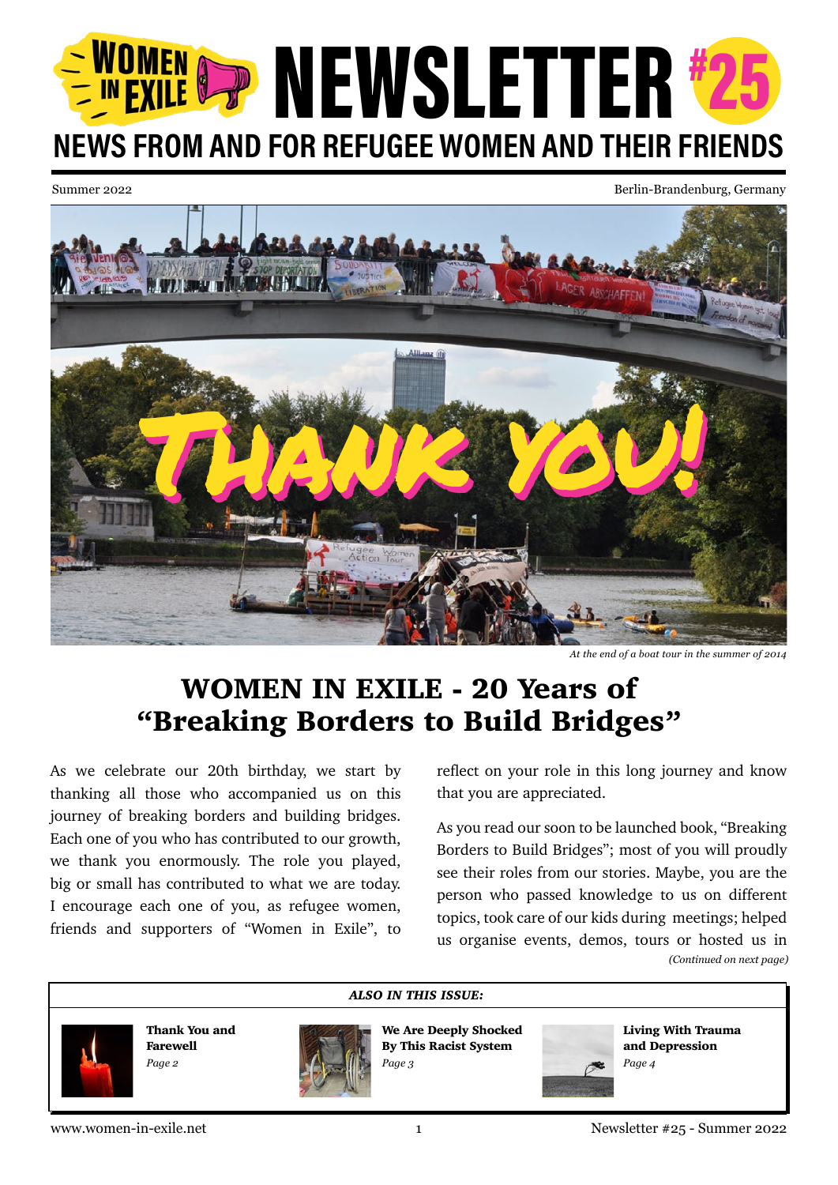# WOMEN IN EXILE NEWSLETTER #25

## NEWS FROM AND FOR REFUGEE WOMEN AND THEIR FRIENDS

Summer 2022

Berlin-Brandenburg, Germany

THANK YOU!

*At the end of a boat tour in the summer of 2014*

## WOMEN IN EXILE - 20 Years of "Breaking Borders to Build Bridges"

As we celebrate our 20th birthday, we start by thanking all those who accompanied us on this journey of breaking borders and building bridges. Each one of you who has contributed to our growth, we thank you enormously. The role you played, big or small has contributed to what we are today. I encourage each one of you, as refugee women, friends and supporters of "Women in Exile", to reflect on your role in this long journey and know that you are appreciated.

As you read our soon to be launched book, "Breaking Borders to Build Bridges"; most of you will proudly see their roles from our stories. Maybe, you are the person who passed knowledge to us on different topics, took care of our kids during meetings; helped us organise events, demos, tours or hosted us in

*(Continued on next page)*

***ALSO IN THIS ISSUE:***

**Thank You and Farewell**
*Page 2*

**We Are Deeply Shocked By This Racist System**
*Page 3*

**Living With Trauma and Depression**
*Page 4*

www.women-in-exile.net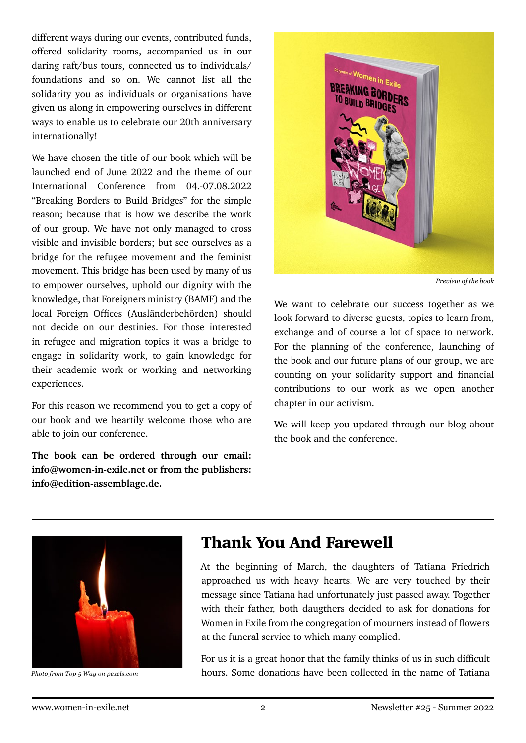different ways during our events, contributed funds, offered solidarity rooms, accompanied us in our daring raft/bus tours, connected us to individuals/ foundations and so on. We cannot list all the solidarity you as individuals or organisations have given us along in empowering ourselves in different ways to enable us to celebrate our 20th anniversary internationally!

We have chosen the title of our book which will be launched end of June 2022 and the theme of our International Conference from 04.-07.08.2022 "Breaking Borders to Build Bridges" for the simple reason; because that is how we describe the work of our group. We have not only managed to cross visible and invisible borders; but see ourselves as a bridge for the refugee movement and the feminist movement. This bridge has been used by many of us to empower ourselves, uphold our dignity with the knowledge, that Foreigners ministry (BAMF) and the local Foreign Offices (Ausländerbehörden) should not decide on our destinies. For those interested in refugee and migration topics it was a bridge to engage in solidarity work, to gain knowledge for their academic work or working and networking experiences.

For this reason we recommend you to get a copy of our book and we heartily welcome those who are able to join our conference.

**The book can be ordered through our email: info@women-in-exile.net or from the publishers: info@edition-assemblage.de.**

*Preview of the book*

We want to celebrate our success together as we look forward to diverse guests, topics to learn from, exchange and of course a lot of space to network. For the planning of the conference, launching of the book and our future plans of our group, we are counting on your solidarity support and financial contributions to our work as we open another chapter in our activism.

We will keep you updated through our blog about the book and the conference.

*Photo from Top 5 Way on pexels.com*

# Thank You And Farewell

At the beginning of March, the daughters of Tatiana Friedrich approached us with heavy hearts. We are very touched by their message since Tatiana had unfortunately just passed away. Together with their father, both daugthers decided to ask for donations for Women in Exile from the congregation of mourners instead of flowers at the funeral service to which many complied.

For us it is a great honor that the family thinks of us in such difficult hours. Some donations have been collected in the name of Tatiana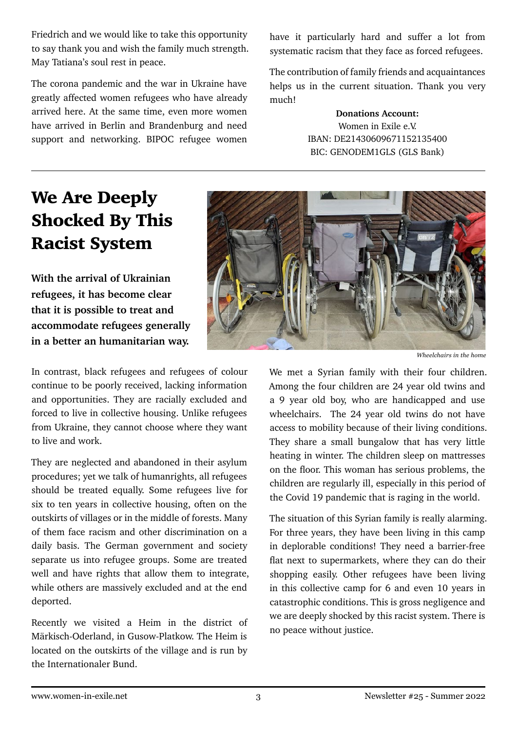Friedrich and we would like to take this opportunity to say thank you and wish the family much strength. May Tatiana's soul rest in peace.

The corona pandemic and the war in Ukraine have greatly affected women refugees who have already arrived here. At the same time, even more women have arrived in Berlin and Brandenburg and need support and networking. BIPOC refugee women have it particularly hard and suffer a lot from systematic racism that they face as forced refugees.

The contribution of family friends and acquaintances helps us in the current situation. Thank you very much!

**Donations Account:**
Women in Exile e.V.
IBAN: DE21430609671152135400
BIC: GENODEM1GLS (GLS Bank)

---

# We Are Deeply Shocked By This Racist System

**With the arrival of Ukrainian refugees, it has become clear that it is possible to treat and accommodate refugees generally in a better an humanitarian way.**

*Wheelchairs in the home*

In contrast, black refugees and refugees of colour continue to be poorly received, lacking information and opportunities. They are racially excluded and forced to live in collective housing. Unlike refugees from Ukraine, they cannot choose where they want to live and work.

They are neglected and abandoned in their asylum procedures; yet we talk of humanrights, all refugees should be treated equally. Some refugees live for six to ten years in collective housing, often on the outskirts of villages or in the middle of forests. Many of them face racism and other discrimination on a daily basis. The German government and society separate us into refugee groups. Some are treated well and have rights that allow them to integrate, while others are massively excluded and at the end deported.

Recently we visited a Heim in the district of Märkisch-Oderland, in Gusow-Platkow. The Heim is located on the outskirts of the village and is run by the Internationaler Bund.

We met a Syrian family with their four children. Among the four children are 24 year old twins and a 9 year old boy, who are handicapped and use wheelchairs. The 24 year old twins do not have access to mobility because of their living conditions. They share a small bungalow that has very little heating in winter. The children sleep on mattresses on the floor. This woman has serious problems, the children are regularly ill, especially in this period of the Covid 19 pandemic that is raging in the world.

The situation of this Syrian family is really alarming. For three years, they have been living in this camp in deplorable conditions! They need a barrier-free flat next to supermarkets, where they can do their shopping easily. Other refugees have been living in this collective camp for 6 and even 10 years in catastrophic conditions. This is gross negligence and we are deeply shocked by this racist system. There is no peace without justice.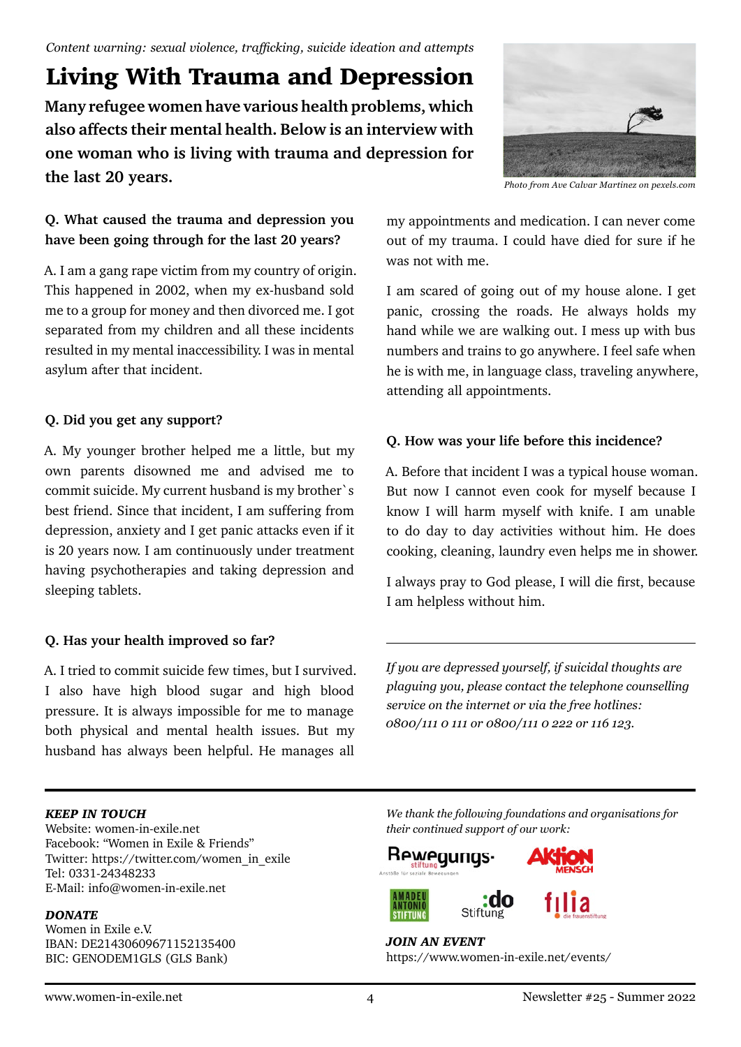*Content warning: sexual violence, trafficking, suicide ideation and attempts*

# Living With Trauma and Depression

**Many refugee women have various health problems, which also affects their mental health. Below is an interview with one woman who is living with trauma and depression for the last 20 years.**

*Photo from Ave Calvar Martinez on pexels.com*

**Q. What caused the trauma and depression you have been going through for the last 20 years?**

A. I am a gang rape victim from my country of origin. This happened in 2002, when my ex-husband sold me to a group for money and then divorced me. I got separated from my children and all these incidents resulted in my mental inaccessibility. I was in mental asylum after that incident.

**Q. Did you get any support?**

A. My younger brother helped me a little, but my own parents disowned me and advised me to commit suicide. My current husband is my brother`s best friend. Since that incident, I am suffering from depression, anxiety and I get panic attacks even if it is 20 years now. I am continuously under treatment having psychotherapies and taking depression and sleeping tablets.

**Q. Has your health improved so far?**

A. I tried to commit suicide few times, but I survived. I also have high blood sugar and high blood pressure. It is always impossible for me to manage both physical and mental health issues. But my husband has always been helpful. He manages all my appointments and medication. I can never come out of my trauma. I could have died for sure if he was not with me.

I am scared of going out of my house alone. I get panic, crossing the roads. He always holds my hand while we are walking out. I mess up with bus numbers and trains to go anywhere. I feel safe when he is with me, in language class, traveling anywhere, attending all appointments.

**Q. How was your life before this incidence?**

A. Before that incident I was a typical house woman. But now I cannot even cook for myself because I know I will harm myself with knife. I am unable to do day to day activities without him. He does cooking, cleaning, laundry even helps me in shower.

I always pray to God please, I will die first, because I am helpless without him.

---

*If you are depressed yourself, if suicidal thoughts are plaguing you, please contact the telephone counselling service on the internet or via the free hotlines: 0800/111 0 111 or 0800/111 0 222 or 116 123.*

---

***KEEP IN TOUCH***
Website: women-in-exile.net
Facebook: "Women in Exile & Friends"
Twitter: https://twitter.com/women_in_exile
Tel: 0331-24348233
E-Mail: info@women-in-exile.net

***DONATE***
Women in Exile e.V.
IBAN: DE21430609671152135400
BIC: GENODEM1GLS (GLS Bank)

*We thank the following foundations and organisations for their continued support of our work:*

Bewegungs-stiftung – Anstöße für soziale Bewegungen
Aktion Mensch
Amadeu Antonio Stiftung
:do Stiftung
filia die frauenstiftung

***JOIN AN EVENT***
https://www.women-in-exile.net/events/